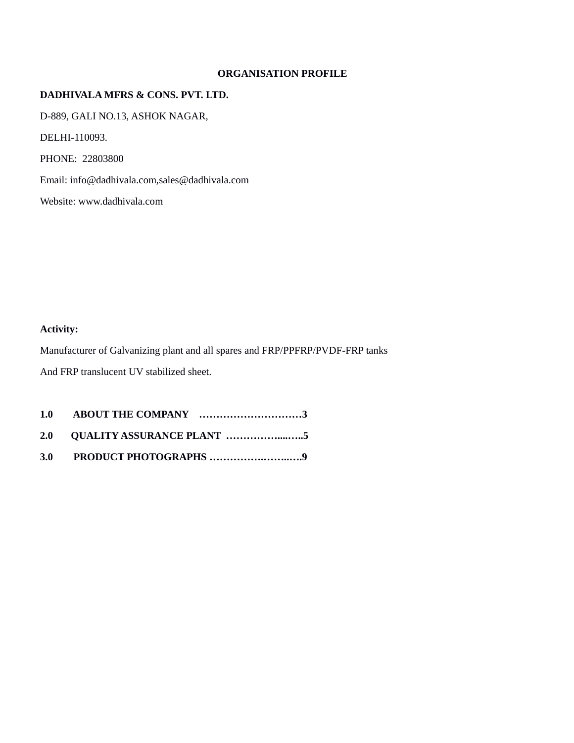# ORGANISATION PROFILE

**DADHIVALA MFRS & CONS. PVT. LTD.**

D-889, GALI NO.13, ASHOK NAGAR,

DELHI-110093.

PHONE: 22803800

Email: info@dadhivala.com,sales@dadhivala.com

Website: www.dadhivala.com

**Activity:**

Manufacturer of Galvanizing plant and all spares and FRP/PPFRP/PVDF-FRP tanks

And FRP translucent UV stabilized sheet.

**1.0 ABOUT THE COMPANY …………………………3**

**2.0 QUALITY ASSURANCE PLANT …………….....…..5**

**3.0 PRODUCT PHOTOGRAPHS ……………..……..….9**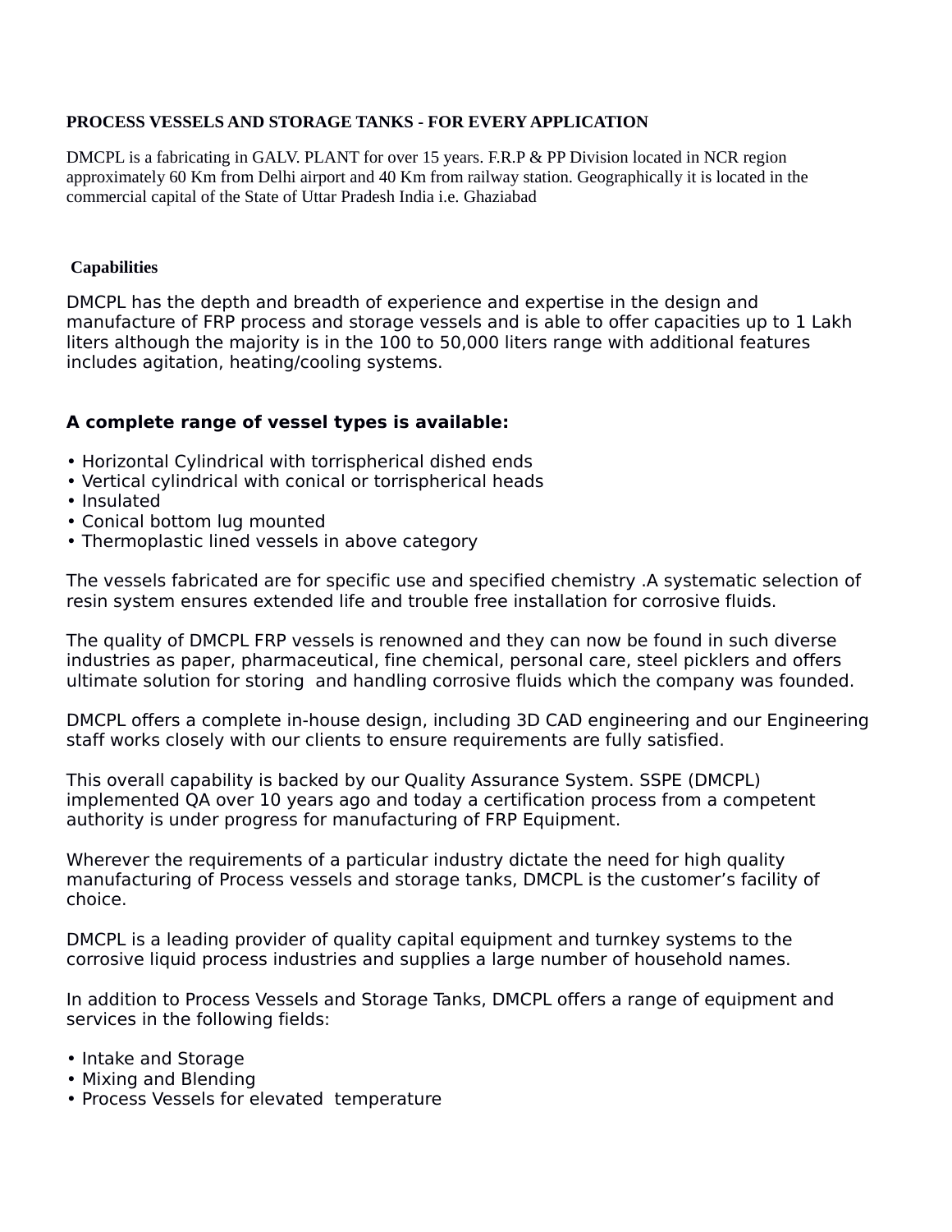**PROCESS VESSELS AND STORAGE TANKS - FOR EVERY APPLICATION**

DMCPL is a fabricating in GALV. PLANT for over 15 years. F.R.P & PP Division located in NCR region approximately 60 Km from Delhi airport and 40 Km from railway station. Geographically it is located in the commercial capital of the State of Uttar Pradesh India i.e. Ghaziabad

**Capabilities**

DMCPL has the depth and breadth of experience and expertise in the design and manufacture of FRP process and storage vessels and is able to offer capacities up to 1 Lakh liters although the majority is in the 100 to 50,000 liters range with additional features includes agitation, heating/cooling systems.

**A complete range of vessel types is available:**

- Horizontal Cylindrical with torrispherical dished ends
- Vertical cylindrical with conical or torrispherical heads
- Insulated
- Conical bottom lug mounted
- Thermoplastic lined vessels in above category

The vessels fabricated are for specific use and specified chemistry .A systematic selection of resin system ensures extended life and trouble free installation for corrosive fluids.

The quality of DMCPL FRP vessels is renowned and they can now be found in such diverse industries as paper, pharmaceutical, fine chemical, personal care, steel picklers and offers ultimate solution for storing and handling corrosive fluids which the company was founded.

DMCPL offers a complete in-house design, including 3D CAD engineering and our Engineering staff works closely with our clients to ensure requirements are fully satisfied.

This overall capability is backed by our Quality Assurance System. SSPE (DMCPL) implemented QA over 10 years ago and today a certification process from a competent authority is under progress for manufacturing of FRP Equipment.

Wherever the requirements of a particular industry dictate the need for high quality manufacturing of Process vessels and storage tanks, DMCPL is the customer's facility of choice.

DMCPL is a leading provider of quality capital equipment and turnkey systems to the corrosive liquid process industries and supplies a large number of household names.

In addition to Process Vessels and Storage Tanks, DMCPL offers a range of equipment and services in the following fields:

- Intake and Storage
- Mixing and Blending
- Process Vessels for elevated temperature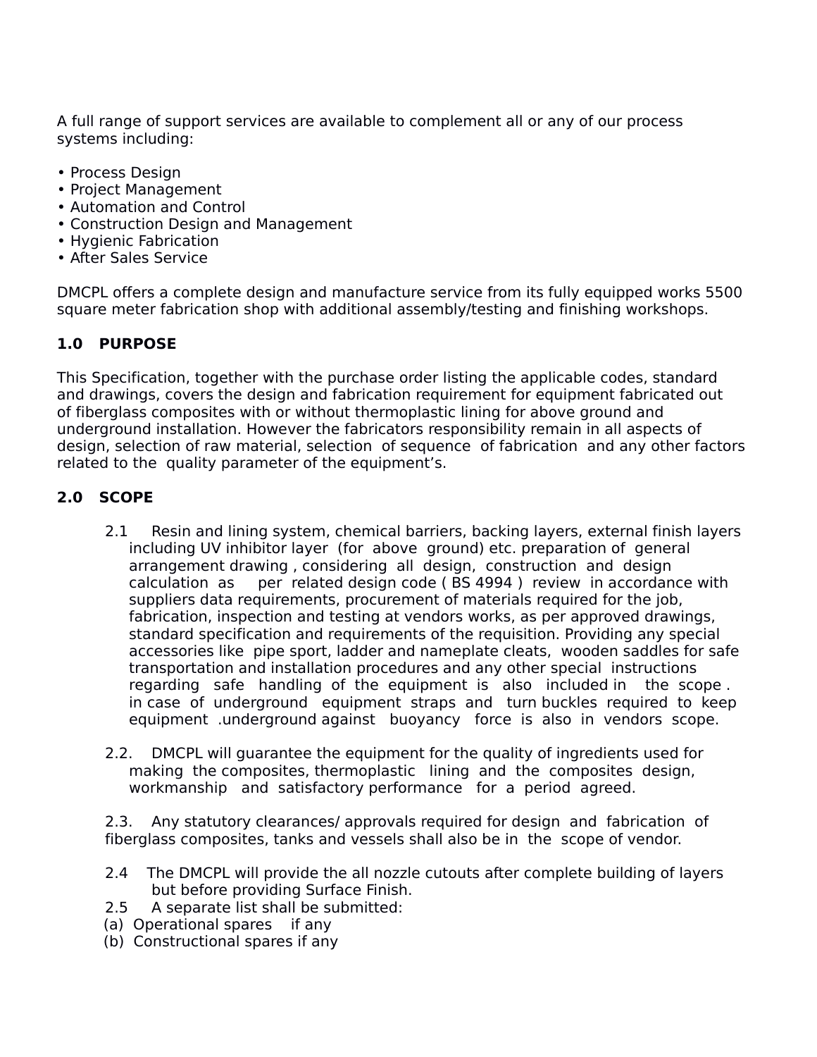A full range of support services are available to complement all or any of our process systems including:

- Process Design
- Project Management
- Automation and Control
- Construction Design and Management
- Hygienic Fabrication
- After Sales Service

DMCPL offers a complete design and manufacture service from its fully equipped works 5500 square meter fabrication shop with additional assembly/testing and finishing workshops.

## 1.0 PURPOSE

This Specification, together with the purchase order listing the applicable codes, standard and drawings, covers the design and fabrication requirement for equipment fabricated out of fiberglass composites with or without thermoplastic lining for above ground and underground installation. However the fabricators responsibility remain in all aspects of design, selection of raw material, selection of sequence of fabrication and any other factors related to the quality parameter of the equipment's.

## 2.0 SCOPE

2.1 Resin and lining system, chemical barriers, backing layers, external finish layers including UV inhibitor layer (for above ground) etc. preparation of general arrangement drawing , considering all design, construction and design calculation as per related design code ( BS 4994 ) review in accordance with suppliers data requirements, procurement of materials required for the job, fabrication, inspection and testing at vendors works, as per approved drawings, standard specification and requirements of the requisition. Providing any special accessories like pipe sport, ladder and nameplate cleats, wooden saddles for safe transportation and installation procedures and any other special instructions regarding safe handling of the equipment is also included in the scope . in case of underground equipment straps and turn buckles required to keep equipment .underground against buoyancy force is also in vendors scope.

2.2. DMCPL will guarantee the equipment for the quality of ingredients used for making the composites, thermoplastic lining and the composites design, workmanship and satisfactory performance for a period agreed.

2.3. Any statutory clearances/ approvals required for design and fabrication of fiberglass composites, tanks and vessels shall also be in the scope of vendor.

2.4 The DMCPL will provide the all nozzle cutouts after complete building of layers but before providing Surface Finish.

2.5 A separate list shall be submitted:

(a) Operational spares if any

(b) Constructional spares if any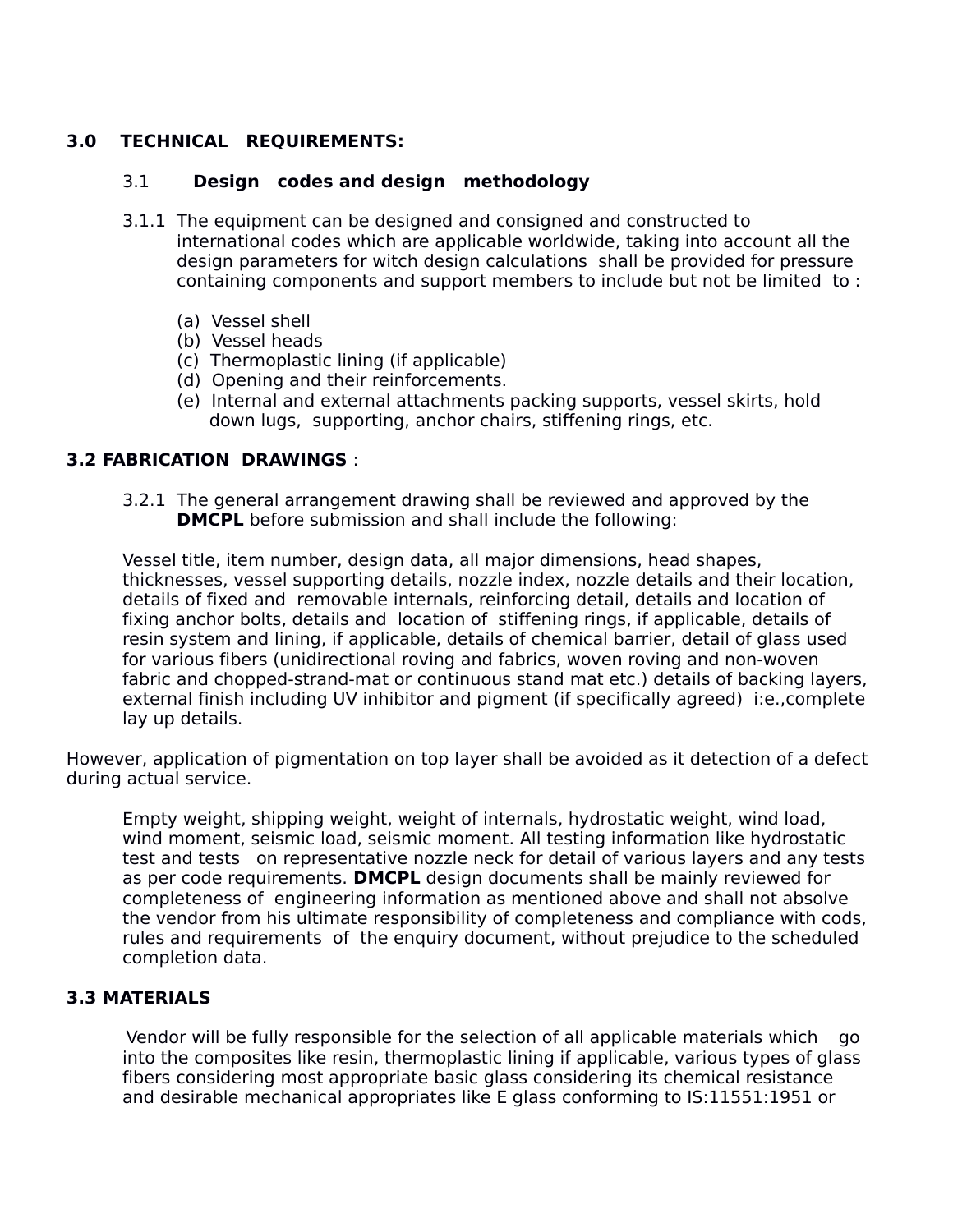## 3.0 TECHNICAL REQUIREMENTS:

### 3.1 Design codes and design methodology

3.1.1 The equipment can be designed and consigned and constructed to international codes which are applicable worldwide, taking into account all the design parameters for witch design calculations shall be provided for pressure containing components and support members to include but not be limited to :

(a) Vessel shell
(b) Vessel heads
(c) Thermoplastic lining (if applicable)
(d) Opening and their reinforcements.
(e) Internal and external attachments packing supports, vessel skirts, hold down lugs, supporting, anchor chairs, stiffening rings, etc.

## 3.2 FABRICATION DRAWINGS :

3.2.1 The general arrangement drawing shall be reviewed and approved by the **DMCPL** before submission and shall include the following:

Vessel title, item number, design data, all major dimensions, head shapes, thicknesses, vessel supporting details, nozzle index, nozzle details and their location, details of fixed and removable internals, reinforcing detail, details and location of fixing anchor bolts, details and location of stiffening rings, if applicable, details of resin system and lining, if applicable, details of chemical barrier, detail of glass used for various fibers (unidirectional roving and fabrics, woven roving and non-woven fabric and chopped-strand-mat or continuous stand mat etc.) details of backing layers, external finish including UV inhibitor and pigment (if specifically agreed) i:e.,complete lay up details.

However, application of pigmentation on top layer shall be avoided as it detection of a defect during actual service.

Empty weight, shipping weight, weight of internals, hydrostatic weight, wind load, wind moment, seismic load, seismic moment. All testing information like hydrostatic test and tests on representative nozzle neck for detail of various layers and any tests as per code requirements. **DMCPL** design documents shall be mainly reviewed for completeness of engineering information as mentioned above and shall not absolve the vendor from his ultimate responsibility of completeness and compliance with cods, rules and requirements of the enquiry document, without prejudice to the scheduled completion data.

## 3.3 MATERIALS

Vendor will be fully responsible for the selection of all applicable materials which go into the composites like resin, thermoplastic lining if applicable, various types of glass fibers considering most appropriate basic glass considering its chemical resistance and desirable mechanical appropriates like E glass conforming to IS:11551:1951 or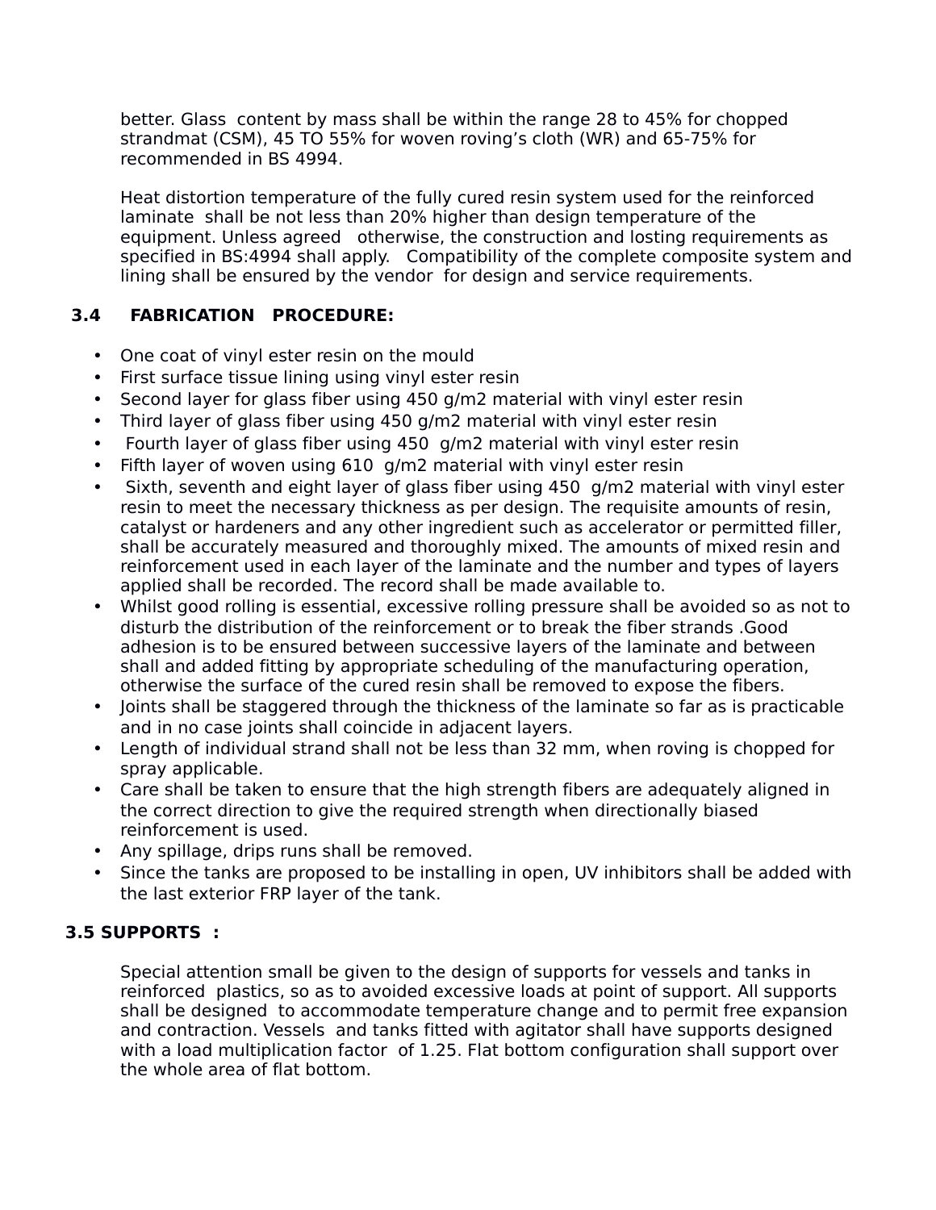better. Glass content by mass shall be within the range 28 to 45% for chopped strandmat (CSM), 45 TO 55% for woven roving's cloth (WR) and 65-75% for recommended in BS 4994.

Heat distortion temperature of the fully cured resin system used for the reinforced laminate shall be not less than 20% higher than design temperature of the equipment. Unless agreed otherwise, the construction and losting requirements as specified in BS:4994 shall apply. Compatibility of the complete composite system and lining shall be ensured by the vendor for design and service requirements.

## 3.4 FABRICATION PROCEDURE:

- One coat of vinyl ester resin on the mould
- First surface tissue lining using vinyl ester resin
- Second layer for glass fiber using 450 g/m2 material with vinyl ester resin
- Third layer of glass fiber using 450 g/m2 material with vinyl ester resin
- Fourth layer of glass fiber using 450 g/m2 material with vinyl ester resin
- Fifth layer of woven using 610 g/m2 material with vinyl ester resin
- Sixth, seventh and eight layer of glass fiber using 450 g/m2 material with vinyl ester resin to meet the necessary thickness as per design. The requisite amounts of resin, catalyst or hardeners and any other ingredient such as accelerator or permitted filler, shall be accurately measured and thoroughly mixed. The amounts of mixed resin and reinforcement used in each layer of the laminate and the number and types of layers applied shall be recorded. The record shall be made available to.
- Whilst good rolling is essential, excessive rolling pressure shall be avoided so as not to disturb the distribution of the reinforcement or to break the fiber strands .Good adhesion is to be ensured between successive layers of the laminate and between shall and added fitting by appropriate scheduling of the manufacturing operation, otherwise the surface of the cured resin shall be removed to expose the fibers.
- Joints shall be staggered through the thickness of the laminate so far as is practicable and in no case joints shall coincide in adjacent layers.
- Length of individual strand shall not be less than 32 mm, when roving is chopped for spray applicable.
- Care shall be taken to ensure that the high strength fibers are adequately aligned in the correct direction to give the required strength when directionally biased reinforcement is used.
- Any spillage, drips runs shall be removed.
- Since the tanks are proposed to be installing in open, UV inhibitors shall be added with the last exterior FRP layer of the tank.

## 3.5 SUPPORTS :

Special attention small be given to the design of supports for vessels and tanks in reinforced plastics, so as to avoided excessive loads at point of support. All supports shall be designed to accommodate temperature change and to permit free expansion and contraction. Vessels and tanks fitted with agitator shall have supports designed with a load multiplication factor of 1.25. Flat bottom configuration shall support over the whole area of flat bottom.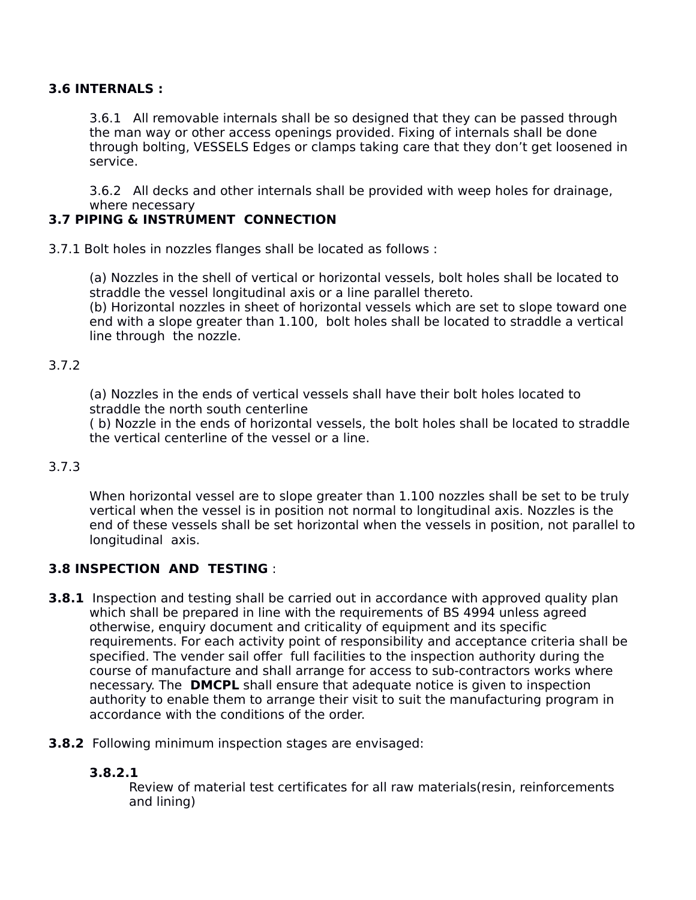**3.6 INTERNALS :**

3.6.1 All removable internals shall be so designed that they can be passed through the man way or other access openings provided. Fixing of internals shall be done through bolting, VESSELS Edges or clamps taking care that they don't get loosened in service.

3.6.2 All decks and other internals shall be provided with weep holes for drainage, where necessary

**3.7 PIPING & INSTRUMENT CONNECTION**

3.7.1 Bolt holes in nozzles flanges shall be located as follows :

(a) Nozzles in the shell of vertical or horizontal vessels, bolt holes shall be located to straddle the vessel longitudinal axis or a line parallel thereto.
(b) Horizontal nozzles in sheet of horizontal vessels which are set to slope toward one end with a slope greater than 1.100, bolt holes shall be located to straddle a vertical line through the nozzle.

3.7.2

(a) Nozzles in the ends of vertical vessels shall have their bolt holes located to straddle the north south centerline
( b) Nozzle in the ends of horizontal vessels, the bolt holes shall be located to straddle the vertical centerline of the vessel or a line.

3.7.3

When horizontal vessel are to slope greater than 1.100 nozzles shall be set to be truly vertical when the vessel is in position not normal to longitudinal axis. Nozzles is the end of these vessels shall be set horizontal when the vessels in position, not parallel to longitudinal axis.

**3.8 INSPECTION AND TESTING** :

**3.8.1** Inspection and testing shall be carried out in accordance with approved quality plan which shall be prepared in line with the requirements of BS 4994 unless agreed otherwise, enquiry document and criticality of equipment and its specific requirements. For each activity point of responsibility and acceptance criteria shall be specified. The vender sail offer full facilities to the inspection authority during the course of manufacture and shall arrange for access to sub-contractors works where necessary. The **DMCPL** shall ensure that adequate notice is given to inspection authority to enable them to arrange their visit to suit the manufacturing program in accordance with the conditions of the order.

**3.8.2** Following minimum inspection stages are envisaged:

**3.8.2.1**
Review of material test certificates for all raw materials(resin, reinforcements and lining)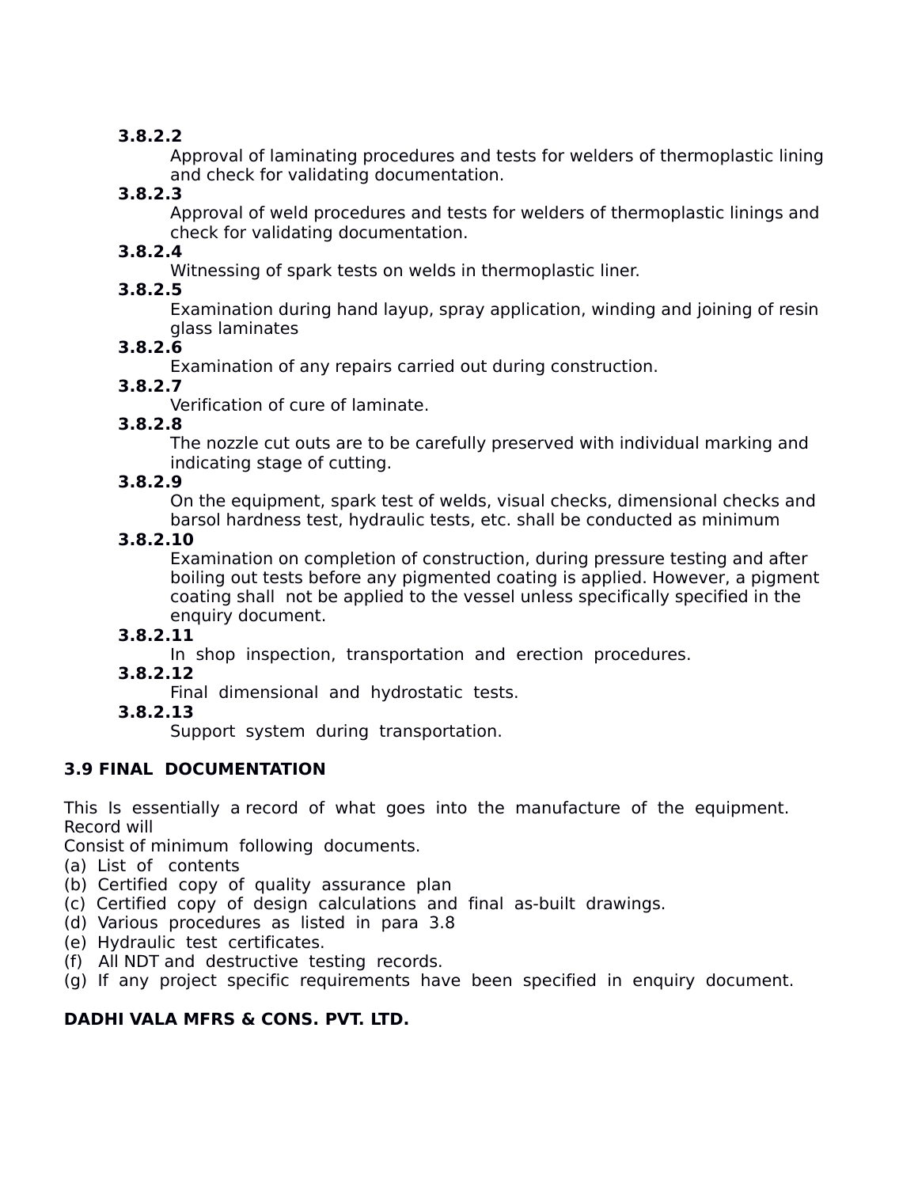**3.8.2.2**

Approval of laminating procedures and tests for welders of thermoplastic lining and check for validating documentation.

**3.8.2.3**

Approval of weld procedures and tests for welders of thermoplastic linings and check for validating documentation.

**3.8.2.4**

Witnessing of spark tests on welds in thermoplastic liner.

**3.8.2.5**

Examination during hand layup, spray application, winding and joining of resin glass laminates

**3.8.2.6**

Examination of any repairs carried out during construction.

**3.8.2.7**

Verification of cure of laminate.

**3.8.2.8**

The nozzle cut outs are to be carefully preserved with individual marking and indicating stage of cutting.

**3.8.2.9**

On the equipment, spark test of welds, visual checks, dimensional checks and barsol hardness test, hydraulic tests, etc. shall be conducted as minimum

**3.8.2.10**

Examination on completion of construction, during pressure testing and after boiling out tests before any pigmented coating is applied. However, a pigment coating shall not be applied to the vessel unless specifically specified in the enquiry document.

**3.8.2.11**

In shop inspection, transportation and erection procedures.

**3.8.2.12**

Final dimensional and hydrostatic tests.

**3.8.2.13**

Support system during transportation.

## 3.9 FINAL DOCUMENTATION

This Is essentially a record of what goes into the manufacture of the equipment. Record will
Consist of minimum following documents.

(a) List of contents
(b) Certified copy of quality assurance plan
(c) Certified copy of design calculations and final as-built drawings.
(d) Various procedures as listed in para 3.8
(e) Hydraulic test certificates.
(f) All NDT and destructive testing records.
(g) If any project specific requirements have been specified in enquiry document.

**DADHI VALA MFRS & CONS. PVT. LTD.**